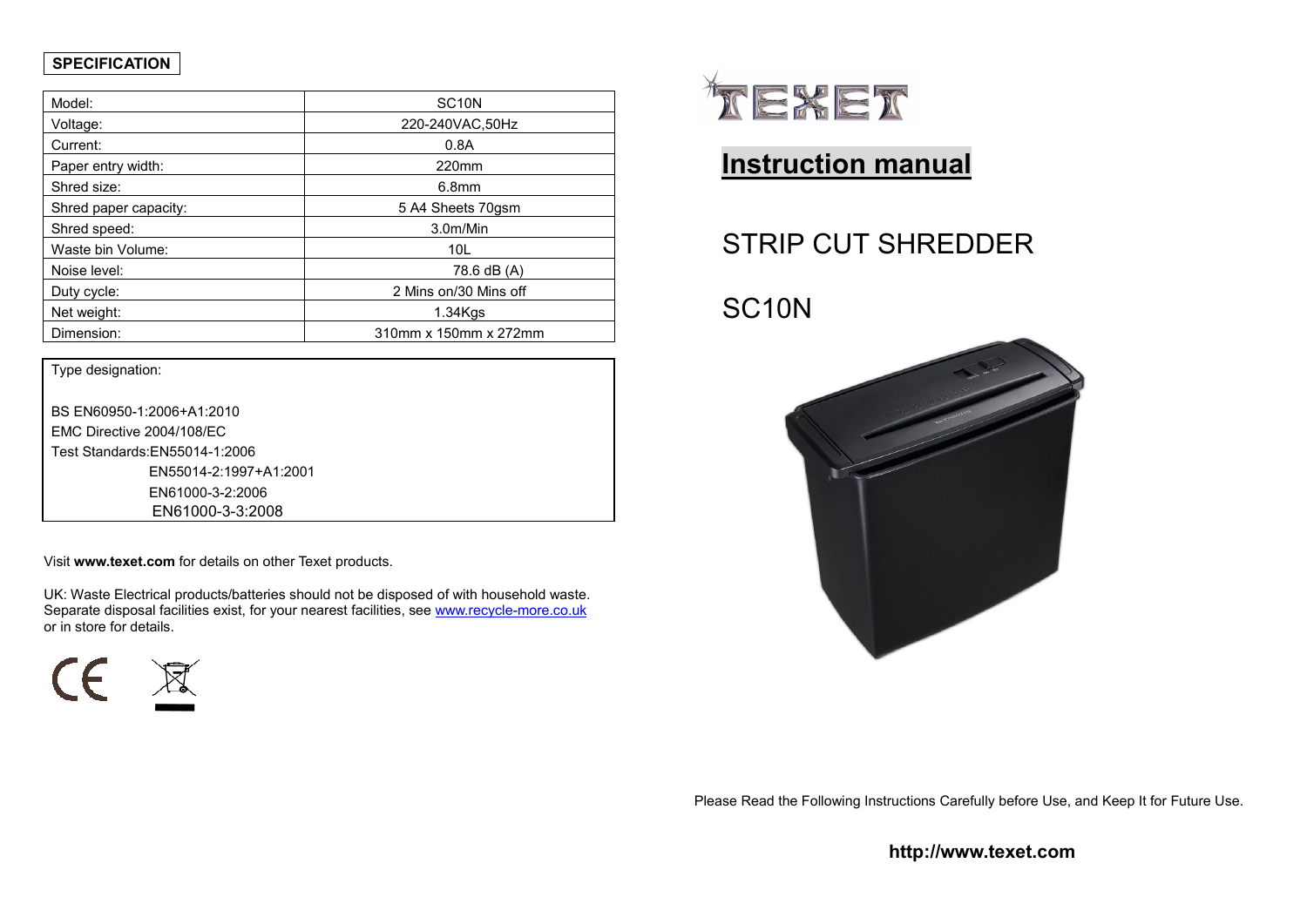**SPECIFICATION**

| Model: | SC10N |
|---|---|
| Voltage: | 220-240VAC,50Hz |
| Current: | 0.8A |
| Paper entry width: | 220mm |
| Shred size: | 6.8mm |
| Shred paper capacity: | 5 A4 Sheets 70gsm |
| Shred speed: | 3.0m/Min |
| Waste bin Volume: | 10L |
| Noise level: | 78.6 dB (A) |
| Duty cycle: | 2 Mins on/30 Mins off |
| Net weight: | 1.34Kgs |
| Dimension: | 310mm x 150mm x 272mm |

Type designation:

BS EN60950-1:2006+A1:2010
EMC Directive 2004/108/EC
Test Standards:EN55014-1:2006
EN55014-2:1997+A1:2001
EN61000-3-2:2006
EN61000-3-3:2008

Visit **www.texet.com** for details on other Texet products.

UK: Waste Electrical products/batteries should not be disposed of with household waste. Separate disposal facilities exist, for your nearest facilities, see www.recycle-more.co.uk or in store for details.

TEXET

# Instruction manual

## STRIP CUT SHREDDER

## SC10N

Please Read the Following Instructions Carefully before Use, and Keep It for Future Use.

**http://www.texet.com**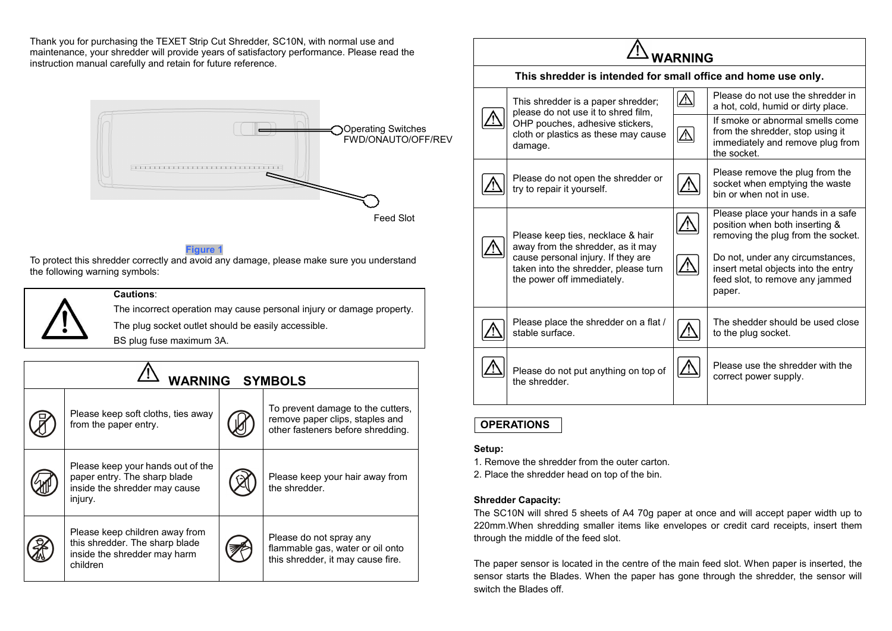Thank you for purchasing the TEXET Strip Cut Shredder, SC10N, with normal use and maintenance, your shredder will provide years of satisfactory performance. Please read the instruction manual carefully and retain for future reference.

Operating Switches FWD/ONAUTO/OFF/REV

Feed Slot

Figure 1

To protect this shredder correctly and avoid any damage, please make sure you understand the following warning symbols:

**Cautions**:

The incorrect operation may cause personal injury or damage property.

The plug socket outlet should be easily accessible.

BS plug fuse maximum 3A.

## WARNING SYMBOLS

| | | | |
|---|---|---|---|
| | Please keep soft cloths, ties away from the paper entry. | | To prevent damage to the cutters, remove paper clips, staples and other fasteners before shredding. |
| | Please keep your hands out of the paper entry. The sharp blade inside the shredder may cause injury. | | Please keep your hair away from the shredder. |
| | Please keep children away from this shredder. The sharp blade inside the shredder may harm children | | Please do not spray any flammable gas, water or oil onto this shredder, it may cause fire. |

## WARNING

**This shredder is intended for small office and home use only.**

| | |
|---|---|
| This shredder is a paper shredder; please do not use it to shred film, OHP pouches, adhesive stickers, cloth or plastics as these may cause damage. | Please do not use the shredder in a hot, cold, humid or dirty place. |
| | If smoke or abnormal smells come from the shredder, stop using it immediately and remove plug from the socket. |
| Please do not open the shredder or try to repair it yourself. | Please remove the plug from the socket when emptying the waste bin or when not in use. |
| Please keep ties, necklace & hair away from the shredder, as it may cause personal injury. If they are taken into the shredder, please turn the power off immediately. | Please place your hands in a safe position when both inserting & removing the plug from the socket. |
| | Do not, under any circumstances, insert metal objects into the entry feed slot, to remove any jammed paper. |
| Please place the shredder on a flat / stable surface. | The shedder should be used close to the plug socket. |
| Please do not put anything on top of the shredder. | Please use the shredder with the correct power supply. |

## OPERATIONS

**Setup:**

1. Remove the shredder from the outer carton.
2. Place the shredder head on top of the bin.

**Shredder Capacity:**

The SC10N will shred 5 sheets of A4 70g paper at once and will accept paper width up to 220mm.When shredding smaller items like envelopes or credit card receipts, insert them through the middle of the feed slot.

The paper sensor is located in the centre of the main feed slot. When paper is inserted, the sensor starts the Blades. When the paper has gone through the shredder, the sensor will switch the Blades off.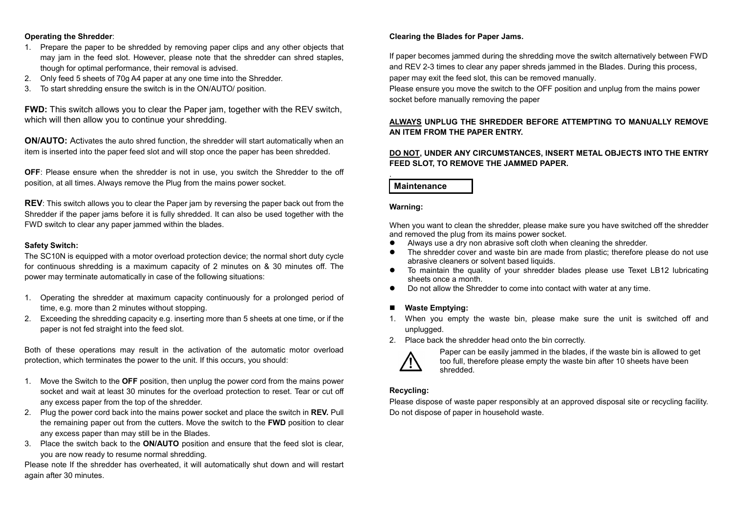**Operating the Shredder**:

1. Prepare the paper to be shredded by removing paper clips and any other objects that may jam in the feed slot. However, please note that the shredder can shred staples, though for optimal performance, their removal is advised.
2. Only feed 5 sheets of 70g A4 paper at any one time into the Shredder.
3. To start shredding ensure the switch is in the ON/AUTO/ position.

**FWD:** This switch allows you to clear the Paper jam, together with the REV switch, which will then allow you to continue your shredding.

**ON/AUTO:** Activates the auto shred function, the shredder will start automatically when an item is inserted into the paper feed slot and will stop once the paper has been shredded.

**OFF**: Please ensure when the shredder is not in use, you switch the Shredder to the off position, at all times. Always remove the Plug from the mains power socket.

**REV**: This switch allows you to clear the Paper jam by reversing the paper back out from the Shredder if the paper jams before it is fully shredded. It can also be used together with the FWD switch to clear any paper jammed within the blades.

**Safety Switch:**

The SC10N is equipped with a motor overload protection device; the normal short duty cycle for continuous shredding is a maximum capacity of 2 minutes on & 30 minutes off. The power may terminate automatically in case of the following situations:

1. Operating the shredder at maximum capacity continuously for a prolonged period of time, e.g. more than 2 minutes without stopping.
2. Exceeding the shredding capacity e.g. inserting more than 5 sheets at one time, or if the paper is not fed straight into the feed slot.

Both of these operations may result in the activation of the automatic motor overload protection, which terminates the power to the unit. If this occurs, you should:

1. Move the Switch to the **OFF** position, then unplug the power cord from the mains power socket and wait at least 30 minutes for the overload protection to reset. Tear or cut off any excess paper from the top of the shredder.
2. Plug the power cord back into the mains power socket and place the switch in **REV.** Pull the remaining paper out from the cutters. Move the switch to the **FWD** position to clear any excess paper than may still be in the Blades.
3. Place the switch back to the **ON/AUTO** position and ensure that the feed slot is clear, you are now ready to resume normal shredding.

Please note If the shredder has overheated, it will automatically shut down and will restart again after 30 minutes.

**Clearing the Blades for Paper Jams.**

If paper becomes jammed during the shredding move the switch alternatively between FWD and REV 2-3 times to clear any paper shreds jammed in the Blades. During this process, paper may exit the feed slot, this can be removed manually.
Please ensure you move the switch to the OFF position and unplug from the mains power socket before manually removing the paper

**<u>ALWAYS</u> UNPLUG THE SHREDDER BEFORE ATTEMPTING TO MANUALLY REMOVE AN ITEM FROM THE PAPER ENTRY.**

**<u>DO NOT</u>, UNDER ANY CIRCUMSTANCES, INSERT METAL OBJECTS INTO THE ENTRY FEED SLOT, TO REMOVE THE JAMMED PAPER.**

## Maintenance

**Warning:**

When you want to clean the shredder, please make sure you have switched off the shredder and removed the plug from its mains power socket.

- Always use a dry non abrasive soft cloth when cleaning the shredder.
- The shredder cover and waste bin are made from plastic; therefore please do not use abrasive cleaners or solvent based liquids.
- To maintain the quality of your shredder blades please use Texet LB12 lubricating sheets once a month.
- Do not allow the Shredder to come into contact with water at any time.

- **Waste Emptying:**

1. When you empty the waste bin, please make sure the unit is switched off and unplugged.
2. Place back the shredder head onto the bin correctly.

⚠ Paper can be easily jammed in the blades, if the waste bin is allowed to get too full, therefore please empty the waste bin after 10 sheets have been shredded.

**Recycling:**

Please dispose of waste paper responsibly at an approved disposal site or recycling facility. Do not dispose of paper in household waste.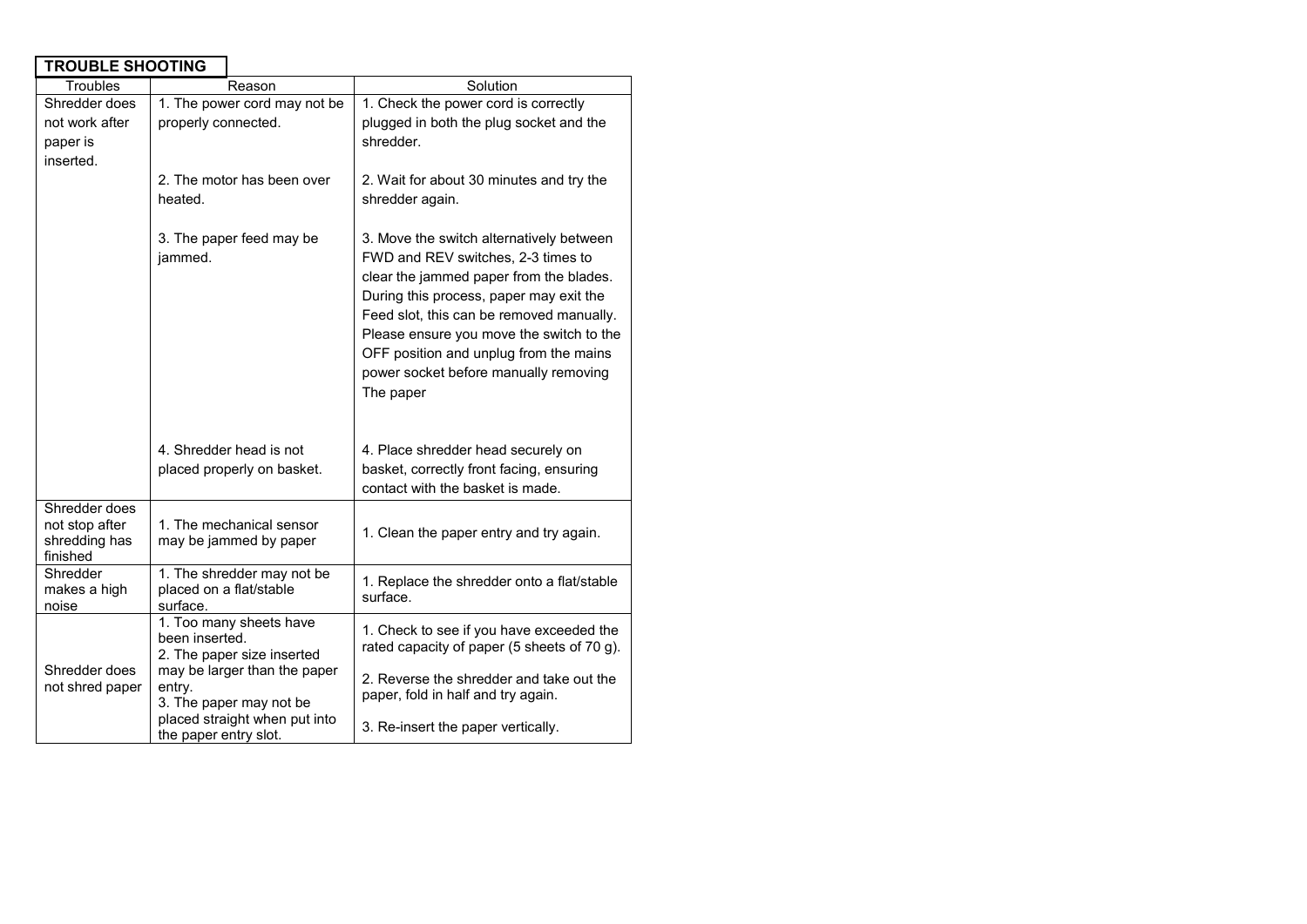## TROUBLE SHOOTING

| Troubles | Reason | Solution |
|---|---|---|
| Shredder does not work after paper is inserted. | 1. The power cord may not be properly connected. | 1. Check the power cord is correctly plugged in both the plug socket and the shredder. |
| | 2. The motor has been over heated. | 2. Wait for about 30 minutes and try the shredder again. |
| | 3. The paper feed may be jammed. | 3. Move the switch alternatively between FWD and REV switches, 2-3 times to clear the jammed paper from the blades. During this process, paper may exit the Feed slot, this can be removed manually. Please ensure you move the switch to the OFF position and unplug from the mains power socket before manually removing The paper |
| | 4. Shredder head is not placed properly on basket. | 4. Place shredder head securely on basket, correctly front facing, ensuring contact with the basket is made. |
| Shredder does not stop after shredding has finished | 1. The mechanical sensor may be jammed by paper | 1. Clean the paper entry and try again. |
| Shredder makes a high noise | 1. The shredder may not be placed on a flat/stable surface. | 1. Replace the shredder onto a flat/stable surface. |
| Shredder does not shred paper | 1. Too many sheets have been inserted.<br>2. The paper size inserted may be larger than the paper entry.<br>3. The paper may not be placed straight when put into the paper entry slot. | 1. Check to see if you have exceeded the rated capacity of paper (5 sheets of 70 g).<br>2. Reverse the shredder and take out the paper, fold in half and try again.<br>3. Re-insert the paper vertically. |